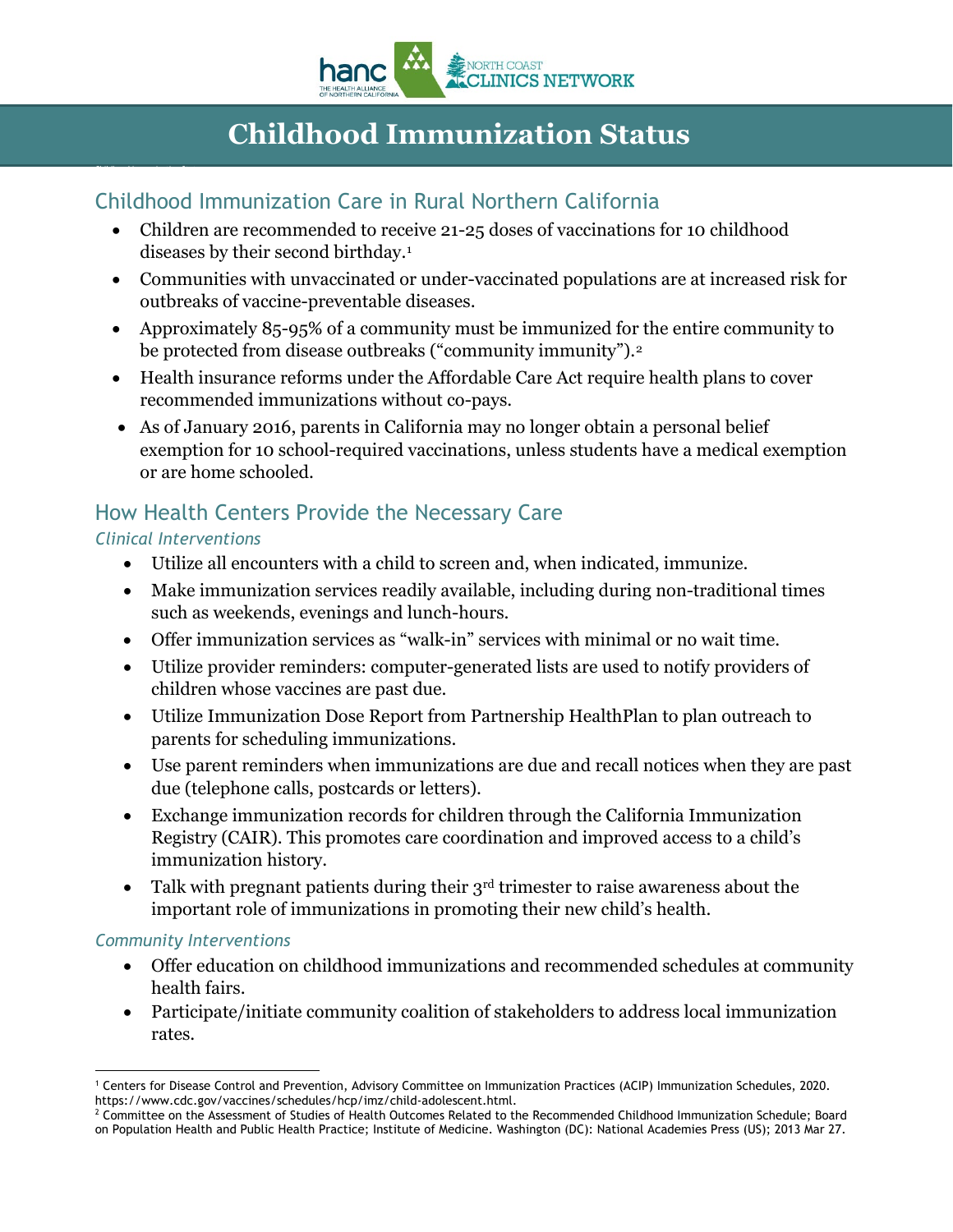# Childhood Immunization Status

## Childhood Immunization Care in Rural Northern California

- Children are recommended to receive 21-25 doses of vaccinations for 10 childhood diseases by their second birthday.[1]
- Communities with unvaccinated or under-vaccinated populations are at increased risk for outbreaks of vaccine-preventable diseases.
- Approximately 85-95% of a community must be immunized for the entire community to be protected from disease outbreaks ("community immunity").[2]
- Health insurance reforms under the Affordable Care Act require health plans to cover recommended immunizations without co-pays.
- As of January 2016, parents in California may no longer obtain a personal belief exemption for 10 school-required vaccinations, unless students have a medical exemption or are home schooled.

## How Health Centers Provide the Necessary Care

### *Clinical Interventions*

- Utilize all encounters with a child to screen and, when indicated, immunize.
- Make immunization services readily available, including during non-traditional times such as weekends, evenings and lunch-hours.
- Offer immunization services as "walk-in" services with minimal or no wait time.
- Utilize provider reminders: computer-generated lists are used to notify providers of children whose vaccines are past due.
- Utilize Immunization Dose Report from Partnership HealthPlan to plan outreach to parents for scheduling immunizations.
- Use parent reminders when immunizations are due and recall notices when they are past due (telephone calls, postcards or letters).
- Exchange immunization records for children through the California Immunization Registry (CAIR). This promotes care coordination and improved access to a child's immunization history.
- Talk with pregnant patients during their 3rd trimester to raise awareness about the important role of immunizations in promoting their new child's health.

### *Community Interventions*

- Offer education on childhood immunizations and recommended schedules at community health fairs.
- Participate/initiate community coalition of stakeholders to address local immunization rates.

---

[1] Centers for Disease Control and Prevention, Advisory Committee on Immunization Practices (ACIP) Immunization Schedules, 2020. https://www.cdc.gov/vaccines/schedules/hcp/imz/child-adolescent.html.

[2] Committee on the Assessment of Studies of Health Outcomes Related to the Recommended Childhood Immunization Schedule; Board on Population Health and Public Health Practice; Institute of Medicine. Washington (DC): National Academies Press (US); 2013 Mar 27.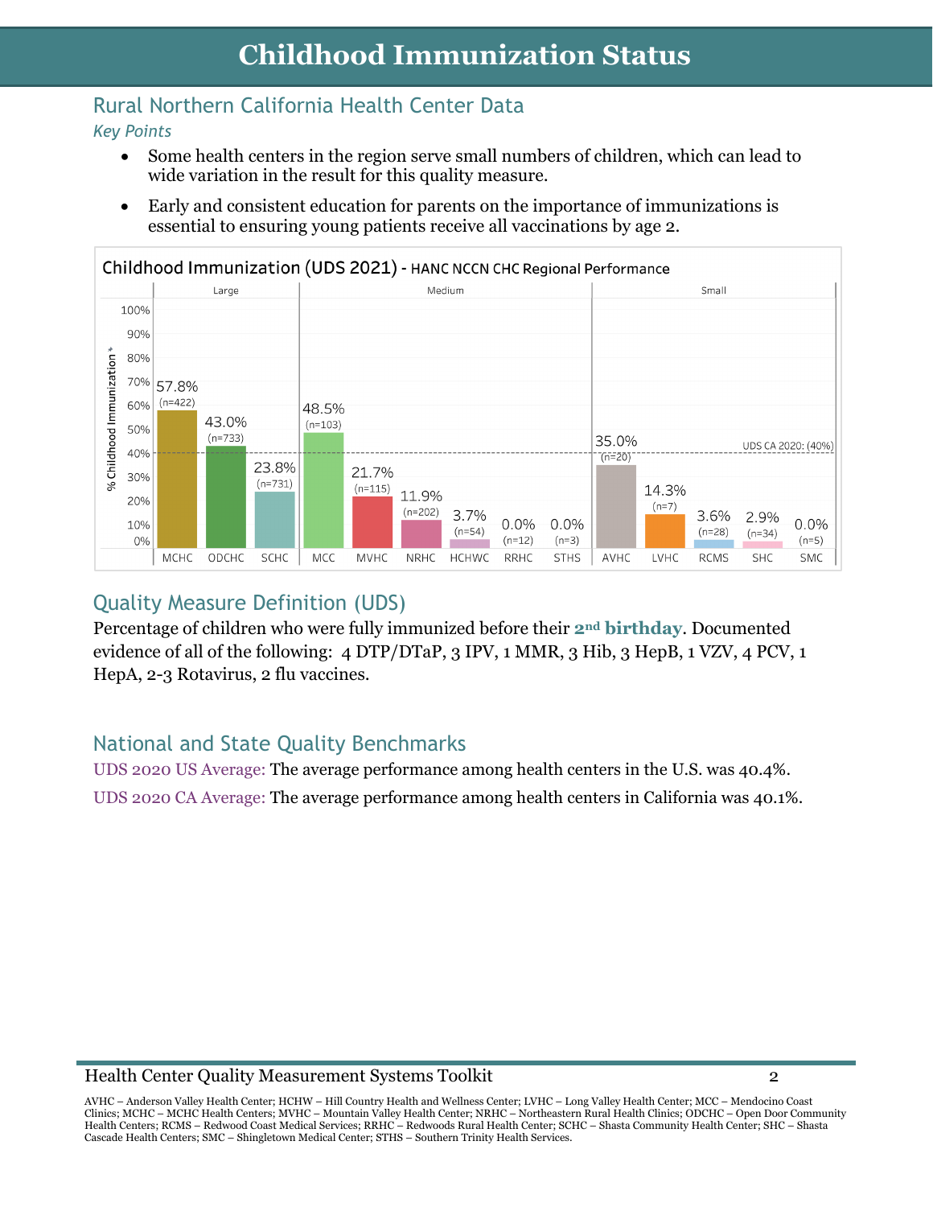# Childhood Immunization Status

## Rural Northern California Health Center Data

*Key Points*

- Some health centers in the region serve small numbers of children, which can lead to wide variation in the result for this quality measure.
- Early and consistent education for parents on the importance of immunizations is essential to ensuring young patients receive all vaccinations by age 2.

Childhood Immunization (UDS 2021) - HANC NCCN CHC Regional Performance

Large | Medium | Small

% Childhood Immunization *

100%
90%
80%
70%
60%
50%
40%
30%
20%
10%
0%

57.8% (n=422) MCHC
43.0% (n=733) ODCHC
23.8% (n=731) SCHC
48.5% (n=103) MCC
21.7% (n=115) MVHC
11.9% (n=202) NRHC
3.7% (n=54) HCHWC
0.0% (n=12) RRHC
0.0% (n=3) STHS
35.0% (n=20) AVHC
14.3% (n=7) LVHC
3.6% (n=28) RCMS
2.9% (n=34) SHC
0.0% (n=5) SMC

UDS CA 2020: (40%)

## Quality Measure Definition (UDS)

Percentage of children who were fully immunized before their **2nd birthday**. Documented evidence of all of the following: 4 DTP/DTaP, 3 IPV, 1 MMR, 3 Hib, 3 HepB, 1 VZV, 4 PCV, 1 HepA, 2-3 Rotavirus, 2 flu vaccines.

## National and State Quality Benchmarks

UDS 2020 US Average: The average performance among health centers in the U.S. was 40.4%.

UDS 2020 CA Average: The average performance among health centers in California was 40.1%.

AVHC – Anderson Valley Health Center; HCHW – Hill Country Health and Wellness Center; LVHC – Long Valley Health Center; MCC – Mendocino Coast Clinics; MCHC – MCHC Health Centers; MVHC – Mountain Valley Health Center; NRHC – Northeastern Rural Health Clinics; ODCHC – Open Door Community Health Centers; RCMS – Redwood Coast Medical Services; RRHC – Redwoods Rural Health Center; SCHC – Shasta Community Health Center; SHC – Shasta Cascade Health Centers; SMC – Shingletown Medical Center; STHS – Southern Trinity Health Services.